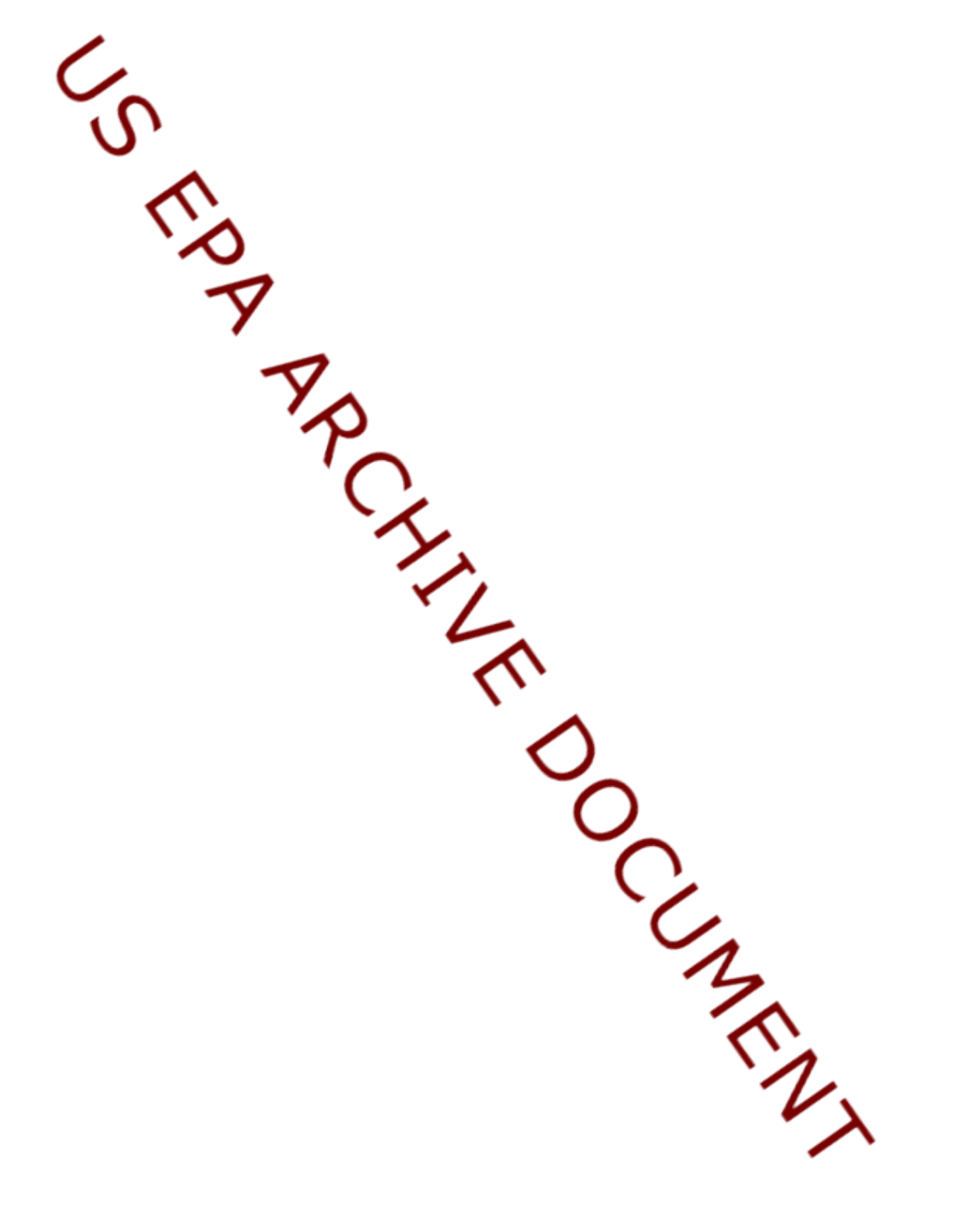US EPA ARCHIVE DOCUMENT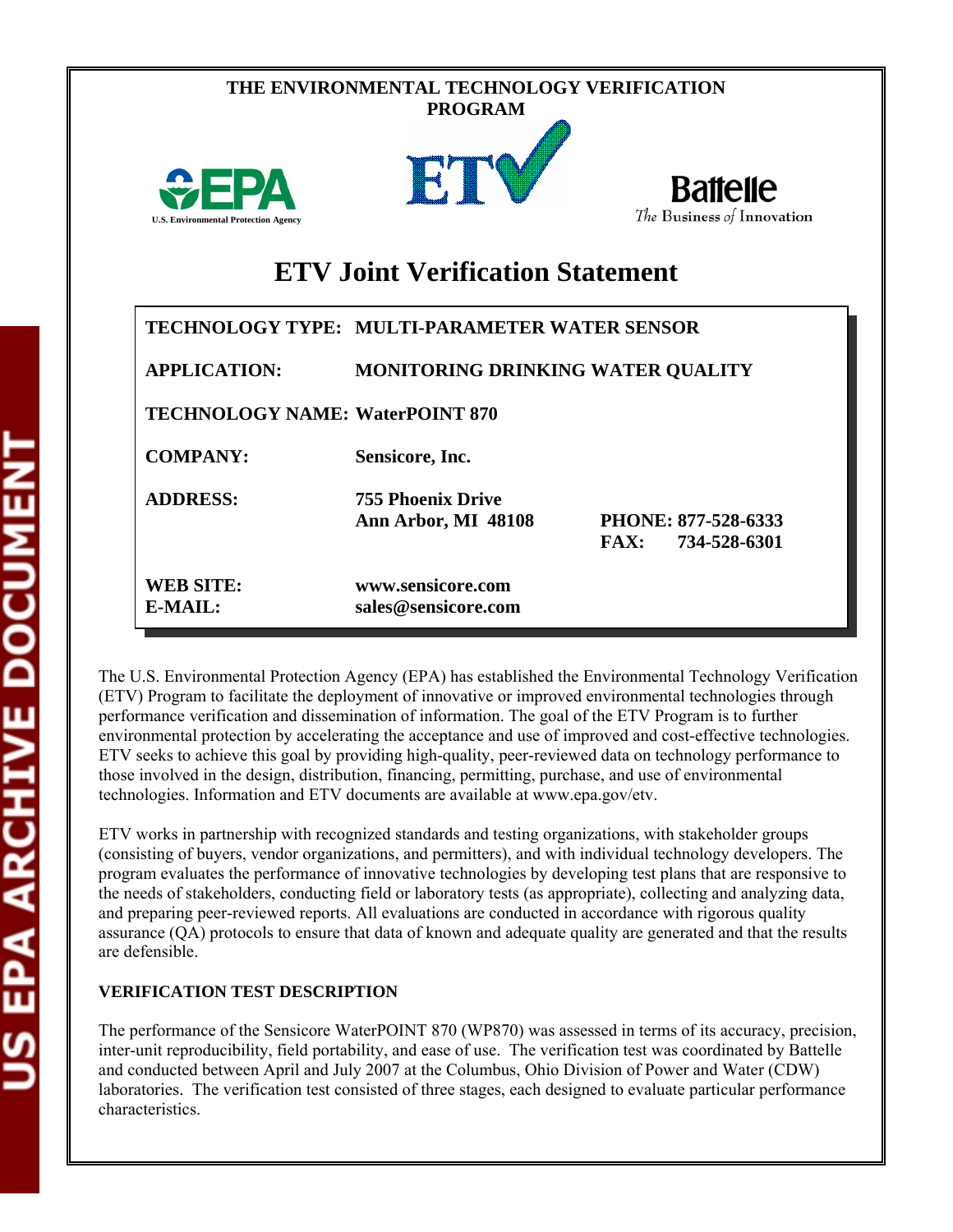**THE ENVIRONMENTAL TECHNOLOGY VERIFICATION PROGRAM**

# ETV Joint Verification Statement

| | |
|---|---|
| **TECHNOLOGY TYPE:** | **MULTI-PARAMETER WATER SENSOR** |
| **APPLICATION:** | **MONITORING DRINKING WATER QUALITY** |
| **TECHNOLOGY NAME:** | **WaterPOINT 870** |
| **COMPANY:** | **Sensicore, Inc.** |
| **ADDRESS:** | **755 Phoenix Drive**<br>**Ann Arbor, MI 48108** |
| | **PHONE: 877-528-6333**<br>**FAX: 734-528-6301** |
| **WEB SITE:** | **www.sensicore.com** |
| **E-MAIL:** | **sales@sensicore.com** |

The U.S. Environmental Protection Agency (EPA) has established the Environmental Technology Verification (ETV) Program to facilitate the deployment of innovative or improved environmental technologies through performance verification and dissemination of information. The goal of the ETV Program is to further environmental protection by accelerating the acceptance and use of improved and cost-effective technologies. ETV seeks to achieve this goal by providing high-quality, peer-reviewed data on technology performance to those involved in the design, distribution, financing, permitting, purchase, and use of environmental technologies. Information and ETV documents are available at www.epa.gov/etv.

ETV works in partnership with recognized standards and testing organizations, with stakeholder groups (consisting of buyers, vendor organizations, and permitters), and with individual technology developers. The program evaluates the performance of innovative technologies by developing test plans that are responsive to the needs of stakeholders, conducting field or laboratory tests (as appropriate), collecting and analyzing data, and preparing peer-reviewed reports. All evaluations are conducted in accordance with rigorous quality assurance (QA) protocols to ensure that data of known and adequate quality are generated and that the results are defensible.

## VERIFICATION TEST DESCRIPTION

The performance of the Sensicore WaterPOINT 870 (WP870) was assessed in terms of its accuracy, precision, inter-unit reproducibility, field portability, and ease of use. The verification test was coordinated by Battelle and conducted between April and July 2007 at the Columbus, Ohio Division of Power and Water (CDW) laboratories. The verification test consisted of three stages, each designed to evaluate particular performance characteristics.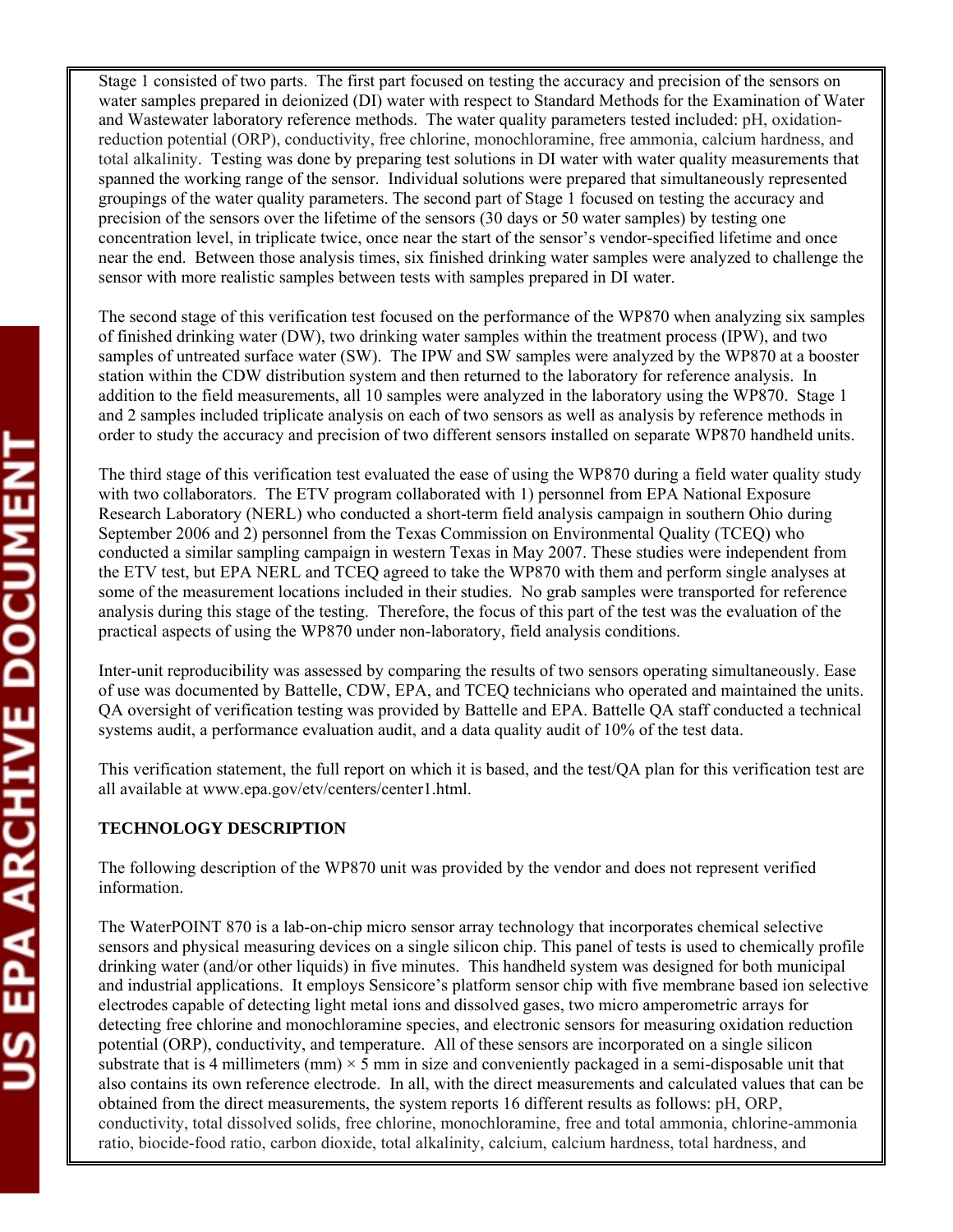Stage 1 consisted of two parts. The first part focused on testing the accuracy and precision of the sensors on water samples prepared in deionized (DI) water with respect to Standard Methods for the Examination of Water and Wastewater laboratory reference methods. The water quality parameters tested included: pH, oxidation-reduction potential (ORP), conductivity, free chlorine, monochloramine, free ammonia, calcium hardness, and total alkalinity. Testing was done by preparing test solutions in DI water with water quality measurements that spanned the working range of the sensor. Individual solutions were prepared that simultaneously represented groupings of the water quality parameters. The second part of Stage 1 focused on testing the accuracy and precision of the sensors over the lifetime of the sensors (30 days or 50 water samples) by testing one concentration level, in triplicate twice, once near the start of the sensor's vendor-specified lifetime and once near the end. Between those analysis times, six finished drinking water samples were analyzed to challenge the sensor with more realistic samples between tests with samples prepared in DI water.

The second stage of this verification test focused on the performance of the WP870 when analyzing six samples of finished drinking water (DW), two drinking water samples within the treatment process (IPW), and two samples of untreated surface water (SW). The IPW and SW samples were analyzed by the WP870 at a booster station within the CDW distribution system and then returned to the laboratory for reference analysis. In addition to the field measurements, all 10 samples were analyzed in the laboratory using the WP870. Stage 1 and 2 samples included triplicate analysis on each of two sensors as well as analysis by reference methods in order to study the accuracy and precision of two different sensors installed on separate WP870 handheld units.

The third stage of this verification test evaluated the ease of using the WP870 during a field water quality study with two collaborators. The ETV program collaborated with 1) personnel from EPA National Exposure Research Laboratory (NERL) who conducted a short-term field analysis campaign in southern Ohio during September 2006 and 2) personnel from the Texas Commission on Environmental Quality (TCEQ) who conducted a similar sampling campaign in western Texas in May 2007. These studies were independent from the ETV test, but EPA NERL and TCEQ agreed to take the WP870 with them and perform single analyses at some of the measurement locations included in their studies. No grab samples were transported for reference analysis during this stage of the testing. Therefore, the focus of this part of the test was the evaluation of the practical aspects of using the WP870 under non-laboratory, field analysis conditions.

Inter-unit reproducibility was assessed by comparing the results of two sensors operating simultaneously. Ease of use was documented by Battelle, CDW, EPA, and TCEQ technicians who operated and maintained the units. QA oversight of verification testing was provided by Battelle and EPA. Battelle QA staff conducted a technical systems audit, a performance evaluation audit, and a data quality audit of 10% of the test data.

This verification statement, the full report on which it is based, and the test/QA plan for this verification test are all available at www.epa.gov/etv/centers/center1.html.

**TECHNOLOGY DESCRIPTION**

The following description of the WP870 unit was provided by the vendor and does not represent verified information.

The WaterPOINT 870 is a lab-on-chip micro sensor array technology that incorporates chemical selective sensors and physical measuring devices on a single silicon chip. This panel of tests is used to chemically profile drinking water (and/or other liquids) in five minutes. This handheld system was designed for both municipal and industrial applications. It employs Sensicore's platform sensor chip with five membrane based ion selective electrodes capable of detecting light metal ions and dissolved gases, two micro amperometric arrays for detecting free chlorine and monochloramine species, and electronic sensors for measuring oxidation reduction potential (ORP), conductivity, and temperature. All of these sensors are incorporated on a single silicon substrate that is 4 millimeters (mm) $\times$ 5 mm in size and conveniently packaged in a semi-disposable unit that also contains its own reference electrode. In all, with the direct measurements and calculated values that can be obtained from the direct measurements, the system reports 16 different results as follows: pH, ORP, conductivity, total dissolved solids, free chlorine, monochloramine, free and total ammonia, chlorine-ammonia ratio, biocide-food ratio, carbon dioxide, total alkalinity, calcium, calcium hardness, total hardness, and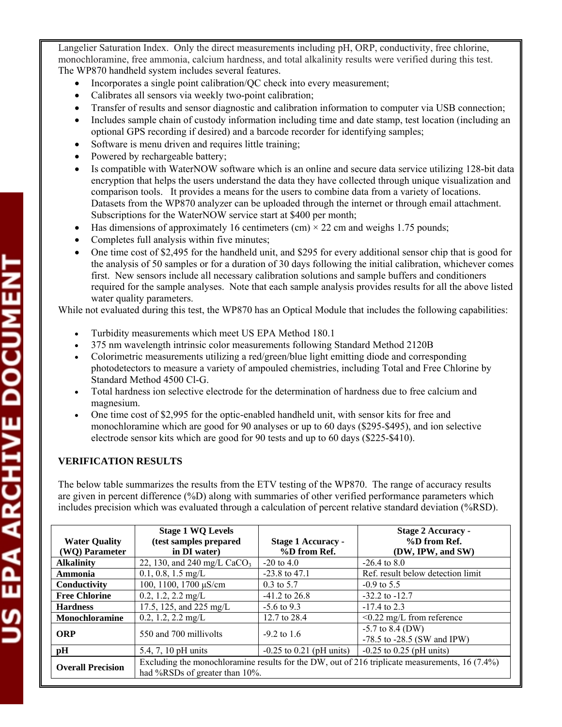Langelier Saturation Index. Only the direct measurements including pH, ORP, conductivity, free chlorine, monochloramine, free ammonia, calcium hardness, and total alkalinity results were verified during this test. The WP870 handheld system includes several features.

- Incorporates a single point calibration/QC check into every measurement;
- Calibrates all sensors via weekly two-point calibration;
- Transfer of results and sensor diagnostic and calibration information to computer via USB connection;
- Includes sample chain of custody information including time and date stamp, test location (including an optional GPS recording if desired) and a barcode recorder for identifying samples;
- Software is menu driven and requires little training;
- Powered by rechargeable battery;
- Is compatible with WaterNOW software which is an online and secure data service utilizing 128-bit data encryption that helps the users understand the data they have collected through unique visualization and comparison tools. It provides a means for the users to combine data from a variety of locations. Datasets from the WP870 analyzer can be uploaded through the internet or through email attachment. Subscriptions for the WaterNOW service start at $400 per month;
- Has dimensions of approximately 16 centimeters (cm) × 22 cm and weighs 1.75 pounds;
- Completes full analysis within five minutes;
- One time cost of $2,495 for the handheld unit, and $295 for every additional sensor chip that is good for the analysis of 50 samples or for a duration of 30 days following the initial calibration, whichever comes first. New sensors include all necessary calibration solutions and sample buffers and conditioners required for the sample analyses. Note that each sample analysis provides results for all the above listed water quality parameters.

While not evaluated during this test, the WP870 has an Optical Module that includes the following capabilities:

- Turbidity measurements which meet US EPA Method 180.1
- 375 nm wavelength intrinsic color measurements following Standard Method 2120B
- Colorimetric measurements utilizing a red/green/blue light emitting diode and corresponding photodetectors to measure a variety of ampouled chemistries, including Total and Free Chlorine by Standard Method 4500 Cl-G.
- Total hardness ion selective electrode for the determination of hardness due to free calcium and magnesium.
- One time cost of $2,995 for the optic-enabled handheld unit, with sensor kits for free and monochloramine which are good for 90 analyses or up to 60 days ($295-$495), and ion selective electrode sensor kits which are good for 90 tests and up to 60 days ($225-$410).

**VERIFICATION RESULTS**

The below table summarizes the results from the ETV testing of the WP870. The range of accuracy results are given in percent difference (%D) along with summaries of other verified performance parameters which includes precision which was evaluated through a calculation of percent relative standard deviation (%RSD).

| Water Quality (WQ) Parameter | Stage 1 WQ Levels (test samples prepared in DI water) | Stage 1 Accuracy - %D from Ref. | Stage 2 Accuracy - %D from Ref. (DW, IPW, and SW) |
|---|---|---|---|
| **Alkalinity** | 22, 130, and 240 mg/L $CaCO_3$ | -20 to 4.0 | -26.4 to 8.0 |
| **Ammonia** | 0.1, 0.8, 1.5 mg/L | -23.8 to 47.1 | Ref. result below detection limit |
| **Conductivity** | 100, 1100, 1700 µS/cm | 0.3 to 5.7 | -0.9 to 5.5 |
| **Free Chlorine** | 0.2, 1.2, 2.2 mg/L | -41.2 to 26.8 | -32.2 to -12.7 |
| **Hardness** | 17.5, 125, and 225 mg/L | -5.6 to 9.3 | -17.4 to 2.3 |
| **Monochloramine** | 0.2, 1.2, 2.2 mg/L | 12.7 to 28.4 | <0.22 mg/L from reference |
| **ORP** | 550 and 700 millivolts | -9.2 to 1.6 | -5.7 to 8.4 (DW)<br>-78.5 to -28.5 (SW and IPW) |
| **pH** | 5.4, 7, 10 pH units | -0.25 to 0.21 (pH units) | -0.25 to 0.25 (pH units) |
| **Overall Precision** | Excluding the monochloramine results for the DW, out of 216 triplicate measurements, 16 (7.4%) had %RSDs of greater than 10%. | | |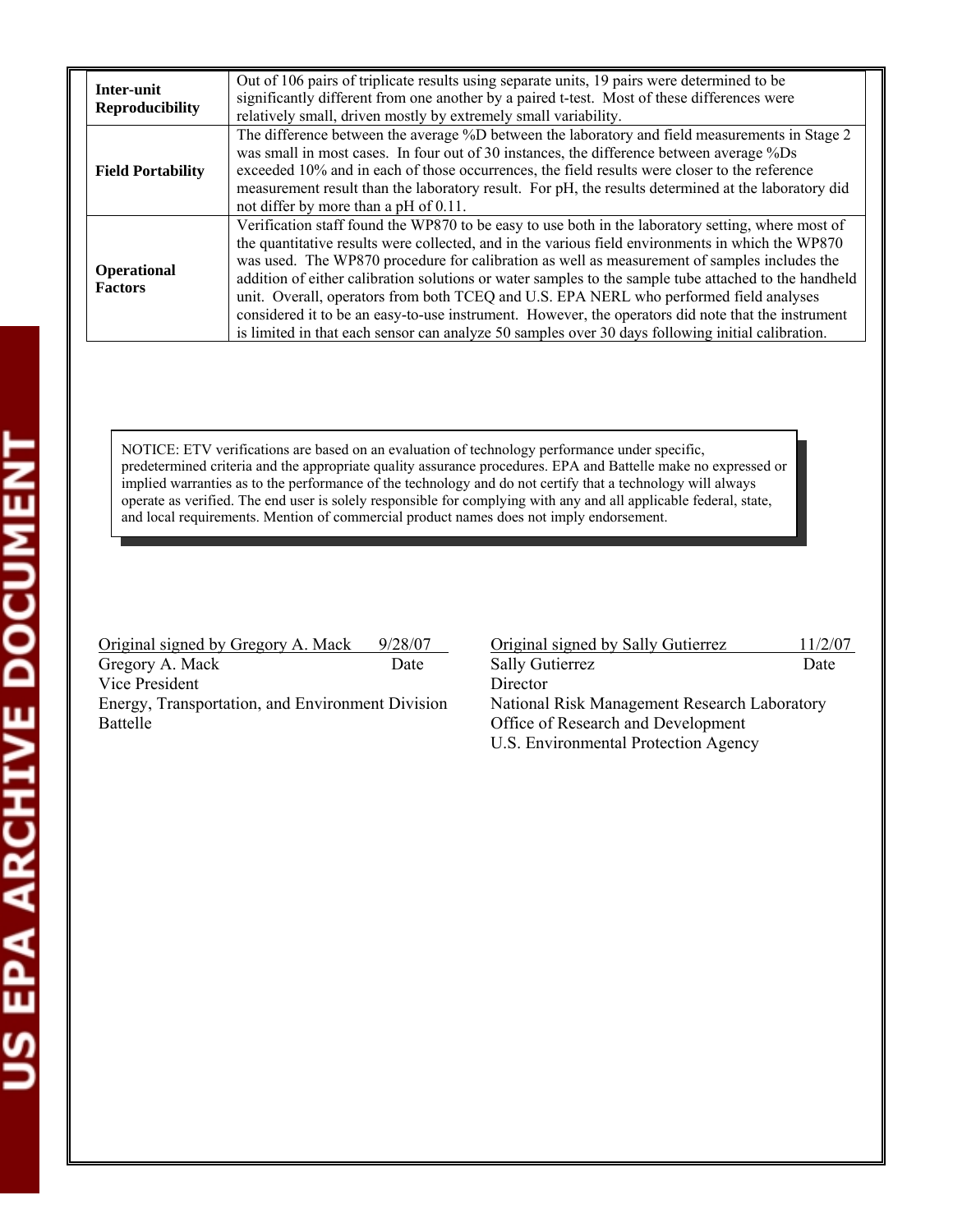| | |
|---|---|
| **Inter-unit Reproducibility** | Out of 106 pairs of triplicate results using separate units, 19 pairs were determined to be significantly different from one another by a paired t-test. Most of these differences were relatively small, driven mostly by extremely small variability. |
| **Field Portability** | The difference between the average %D between the laboratory and field measurements in Stage 2 was small in most cases. In four out of 30 instances, the difference between average %Ds exceeded 10% and in each of those occurrences, the field results were closer to the reference measurement result than the laboratory result. For pH, the results determined at the laboratory did not differ by more than a pH of 0.11. |
| **Operational Factors** | Verification staff found the WP870 to be easy to use both in the laboratory setting, where most of the quantitative results were collected, and in the various field environments in which the WP870 was used. The WP870 procedure for calibration as well as measurement of samples includes the addition of either calibration solutions or water samples to the sample tube attached to the handheld unit. Overall, operators from both TCEQ and U.S. EPA NERL who performed field analyses considered it to be an easy-to-use instrument. However, the operators did note that the instrument is limited in that each sensor can analyze 50 samples over 30 days following initial calibration. |

NOTICE: ETV verifications are based on an evaluation of technology performance under specific, predetermined criteria and the appropriate quality assurance procedures. EPA and Battelle make no expressed or implied warranties as to the performance of the technology and do not certify that a technology will always operate as verified. The end user is solely responsible for complying with any and all applicable federal, state, and local requirements. Mention of commercial product names does not imply endorsement.

Original signed by Gregory A. Mack 9/28/07
Gregory A. Mack Date
Vice President
Energy, Transportation, and Environment Division
Battelle

Original signed by Sally Gutierrez 11/2/07
Sally Gutierrez Date
Director
National Risk Management Research Laboratory
Office of Research and Development
U.S. Environmental Protection Agency